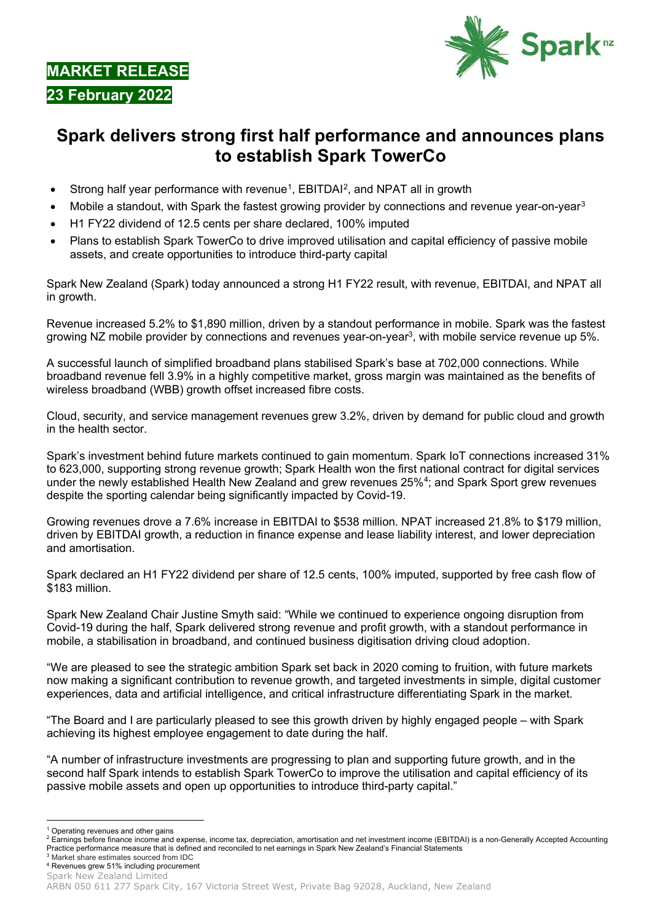**MARKET RELEASE**

**23 February 2022**

# Spark delivers strong first half performance and announces plans to establish Spark TowerCo

- Strong half year performance with revenue[1], EBITDAI[2], and NPAT all in growth
- Mobile a standout, with Spark the fastest growing provider by connections and revenue year-on-year[3]
- H1 FY22 dividend of 12.5 cents per share declared, 100% imputed
- Plans to establish Spark TowerCo to drive improved utilisation and capital efficiency of passive mobile assets, and create opportunities to introduce third-party capital

Spark New Zealand (Spark) today announced a strong H1 FY22 result, with revenue, EBITDAI, and NPAT all in growth.

Revenue increased 5.2% to $1,890 million, driven by a standout performance in mobile. Spark was the fastest growing NZ mobile provider by connections and revenues year-on-year[3], with mobile service revenue up 5%.

A successful launch of simplified broadband plans stabilised Spark's base at 702,000 connections. While broadband revenue fell 3.9% in a highly competitive market, gross margin was maintained as the benefits of wireless broadband (WBB) growth offset increased fibre costs.

Cloud, security, and service management revenues grew 3.2%, driven by demand for public cloud and growth in the health sector.

Spark's investment behind future markets continued to gain momentum. Spark IoT connections increased 31% to 623,000, supporting strong revenue growth; Spark Health won the first national contract for digital services under the newly established Health New Zealand and grew revenues 25%[4]; and Spark Sport grew revenues despite the sporting calendar being significantly impacted by Covid-19.

Growing revenues drove a 7.6% increase in EBITDAI to $538 million. NPAT increased 21.8% to $179 million, driven by EBITDAI growth, a reduction in finance expense and lease liability interest, and lower depreciation and amortisation.

Spark declared an H1 FY22 dividend per share of 12.5 cents, 100% imputed, supported by free cash flow of $183 million.

Spark New Zealand Chair Justine Smyth said: "While we continued to experience ongoing disruption from Covid-19 during the half, Spark delivered strong revenue and profit growth, with a standout performance in mobile, a stabilisation in broadband, and continued business digitisation driving cloud adoption.

"We are pleased to see the strategic ambition Spark set back in 2020 coming to fruition, with future markets now making a significant contribution to revenue growth, and targeted investments in simple, digital customer experiences, data and artificial intelligence, and critical infrastructure differentiating Spark in the market.

"The Board and I are particularly pleased to see this growth driven by highly engaged people – with Spark achieving its highest employee engagement to date during the half.

"A number of infrastructure investments are progressing to plan and supporting future growth, and in the second half Spark intends to establish Spark TowerCo to improve the utilisation and capital efficiency of its passive mobile assets and open up opportunities to introduce third-party capital."

---

[1] Operating revenues and other gains

[2] Earnings before finance income and expense, income tax, depreciation, amortisation and net investment income (EBITDAI) is a non-Generally Accepted Accounting Practice performance measure that is defined and reconciled to net earnings in Spark New Zealand's Financial Statements

[3] Market share estimates sourced from IDC

[4] Revenues grew 51% including procurement

Spark New Zealand Limited
ARBN 050 611 277 Spark City, 167 Victoria Street West, Private Bag 92028, Auckland, New Zealand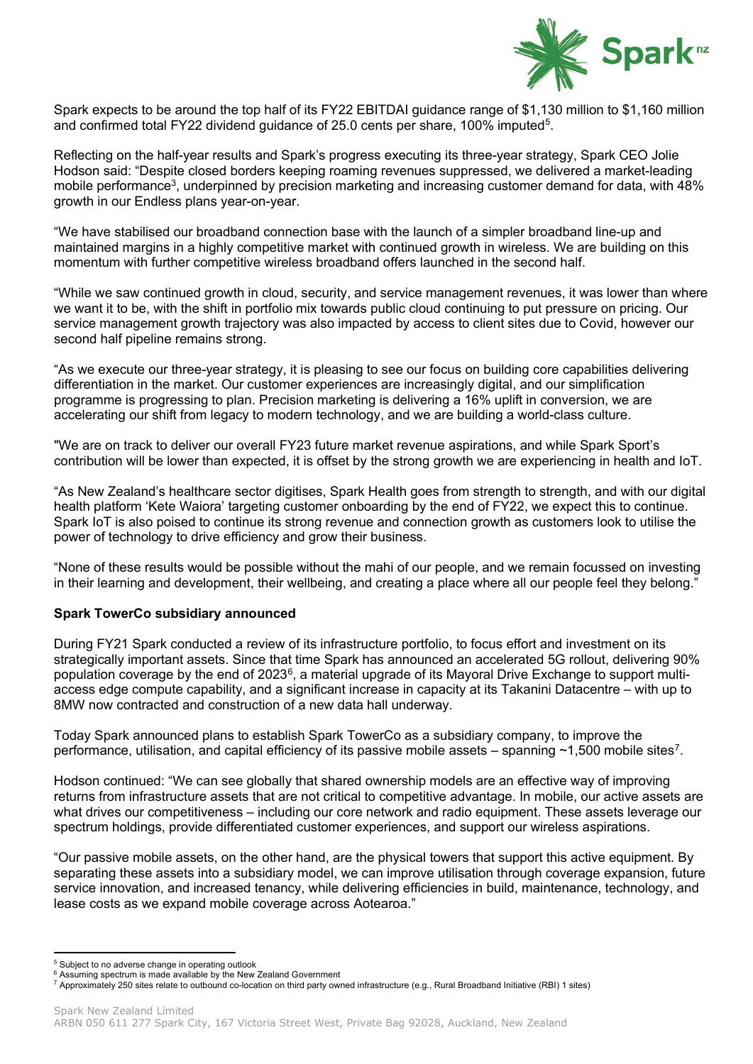Spark expects to be around the top half of its FY22 EBITDAI guidance range of $1,130 million to $1,160 million and confirmed total FY22 dividend guidance of 25.0 cents per share, 100% imputed[5].

Reflecting on the half-year results and Spark's progress executing its three-year strategy, Spark CEO Jolie Hodson said: "Despite closed borders keeping roaming revenues suppressed, we delivered a market-leading mobile performance[3], underpinned by precision marketing and increasing customer demand for data, with 48% growth in our Endless plans year-on-year.

"We have stabilised our broadband connection base with the launch of a simpler broadband line-up and maintained margins in a highly competitive market with continued growth in wireless. We are building on this momentum with further competitive wireless broadband offers launched in the second half.

"While we saw continued growth in cloud, security, and service management revenues, it was lower than where we want it to be, with the shift in portfolio mix towards public cloud continuing to put pressure on pricing. Our service management growth trajectory was also impacted by access to client sites due to Covid, however our second half pipeline remains strong.

"As we execute our three-year strategy, it is pleasing to see our focus on building core capabilities delivering differentiation in the market. Our customer experiences are increasingly digital, and our simplification programme is progressing to plan. Precision marketing is delivering a 16% uplift in conversion, we are accelerating our shift from legacy to modern technology, and we are building a world-class culture.

"We are on track to deliver our overall FY23 future market revenue aspirations, and while Spark Sport's contribution will be lower than expected, it is offset by the strong growth we are experiencing in health and IoT.

"As New Zealand's healthcare sector digitises, Spark Health goes from strength to strength, and with our digital health platform 'Kete Waiora' targeting customer onboarding by the end of FY22, we expect this to continue. Spark IoT is also poised to continue its strong revenue and connection growth as customers look to utilise the power of technology to drive efficiency and grow their business.

"None of these results would be possible without the mahi of our people, and we remain focussed on investing in their learning and development, their wellbeing, and creating a place where all our people feel they belong."

**Spark TowerCo subsidiary announced**

During FY21 Spark conducted a review of its infrastructure portfolio, to focus effort and investment on its strategically important assets. Since that time Spark has announced an accelerated 5G rollout, delivering 90% population coverage by the end of 2023[6], a material upgrade of its Mayoral Drive Exchange to support multi-access edge compute capability, and a significant increase in capacity at its Takanini Datacentre – with up to 8MW now contracted and construction of a new data hall underway.

Today Spark announced plans to establish Spark TowerCo as a subsidiary company, to improve the performance, utilisation, and capital efficiency of its passive mobile assets – spanning ~1,500 mobile sites[7].

Hodson continued: "We can see globally that shared ownership models are an effective way of improving returns from infrastructure assets that are not critical to competitive advantage. In mobile, our active assets are what drives our competitiveness – including our core network and radio equipment. These assets leverage our spectrum holdings, provide differentiated customer experiences, and support our wireless aspirations.

"Our passive mobile assets, on the other hand, are the physical towers that support this active equipment. By separating these assets into a subsidiary model, we can improve utilisation through coverage expansion, future service innovation, and increased tenancy, while delivering efficiencies in build, maintenance, technology, and lease costs as we expand mobile coverage across Aotearoa."

[5] Subject to no adverse change in operating outlook
[6] Assuming spectrum is made available by the New Zealand Government
[7] Approximately 250 sites relate to outbound co-location on third party owned infrastructure (e.g., Rural Broadband Initiative (RBI) 1 sites)

Spark New Zealand Limited
ARBN 050 611 277 Spark City, 167 Victoria Street West, Private Bag 92028, Auckland, New Zealand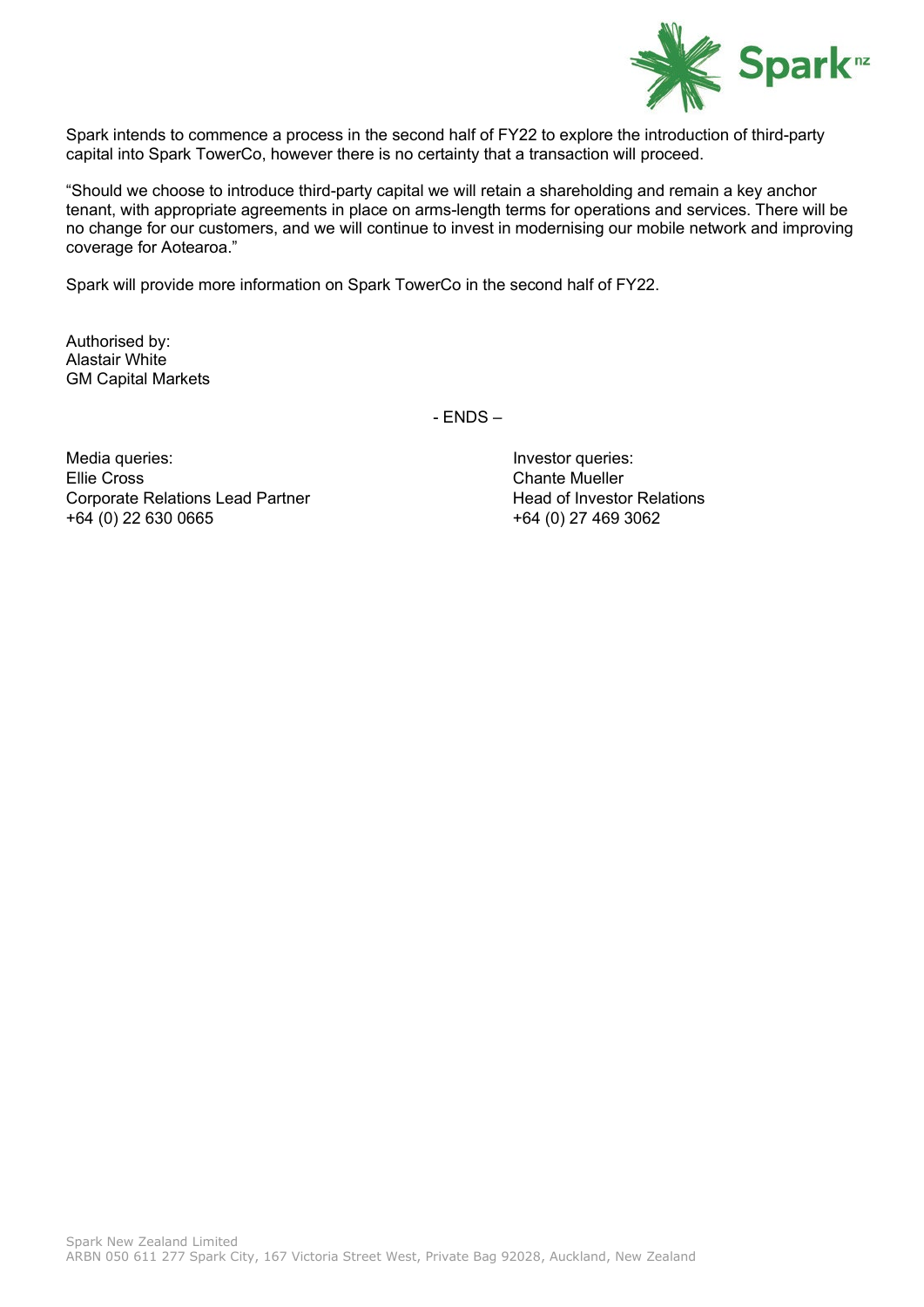Spark intends to commence a process in the second half of FY22 to explore the introduction of third-party capital into Spark TowerCo, however there is no certainty that a transaction will proceed.

"Should we choose to introduce third-party capital we will retain a shareholding and remain a key anchor tenant, with appropriate agreements in place on arms-length terms for operations and services. There will be no change for our customers, and we will continue to invest in modernising our mobile network and improving coverage for Aotearoa."

Spark will provide more information on Spark TowerCo in the second half of FY22.

Authorised by:
Alastair White
GM Capital Markets

- ENDS –

Media queries:
Ellie Cross
Corporate Relations Lead Partner
+64 (0) 22 630 0665

Investor queries:
Chante Mueller
Head of Investor Relations
+64 (0) 27 469 3062